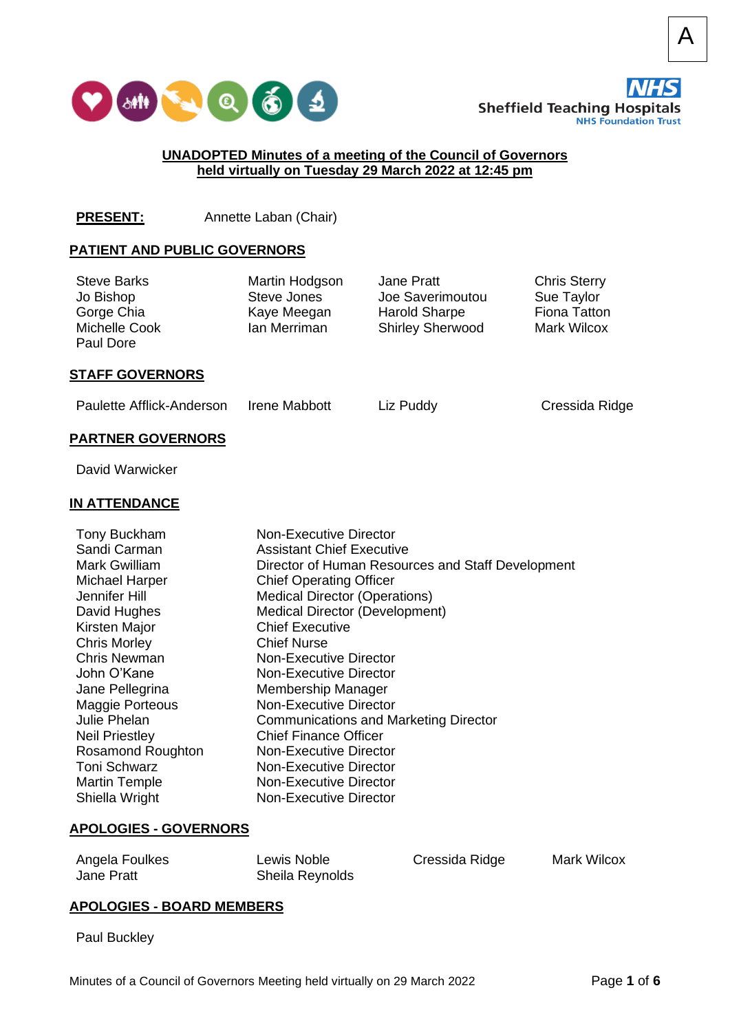A

**UNADOPTED Minutes of a meeting of the Council of Governors held virtually on Tuesday 29 March 2022 at 12:45 pm**

**PRESENT:** Annette Laban (Chair)

**PATIENT AND PUBLIC GOVERNORS**

| | | | |
|---|---|---|---|
| Steve Barks | Martin Hodgson | Jane Pratt | Chris Sterry |
| Jo Bishop | Steve Jones | Joe Saverimoutou | Sue Taylor |
| Gorge Chia | Kaye Meegan | Harold Sharpe | Fiona Tatton |
| Michelle Cook | Ian Merriman | Shirley Sherwood | Mark Wilcox |
| Paul Dore | | | |

**STAFF GOVERNORS**

| | | | |
|---|---|---|---|
| Paulette Afflick-Anderson | Irene Mabbott | Liz Puddy | Cressida Ridge |

**PARTNER GOVERNORS**

David Warwicker

**IN ATTENDANCE**

| | |
|---|---|
| Tony Buckham | Non-Executive Director |
| Sandi Carman | Assistant Chief Executive |
| Mark Gwilliam | Director of Human Resources and Staff Development |
| Michael Harper | Chief Operating Officer |
| Jennifer Hill | Medical Director (Operations) |
| David Hughes | Medical Director (Development) |
| Kirsten Major | Chief Executive |
| Chris Morley | Chief Nurse |
| Chris Newman | Non-Executive Director |
| John O'Kane | Non-Executive Director |
| Jane Pellegrina | Membership Manager |
| Maggie Porteous | Non-Executive Director |
| Julie Phelan | Communications and Marketing Director |
| Neil Priestley | Chief Finance Officer |
| Rosamond Roughton | Non-Executive Director |
| Toni Schwarz | Non-Executive Director |
| Martin Temple | Non-Executive Director |
| Shiella Wright | Non-Executive Director |

**APOLOGIES - GOVERNORS**

| | | | |
|---|---|---|---|
| Angela Foulkes | Lewis Noble | Cressida Ridge | Mark Wilcox |
| Jane Pratt | Sheila Reynolds | | |

**APOLOGIES - BOARD MEMBERS**

Paul Buckley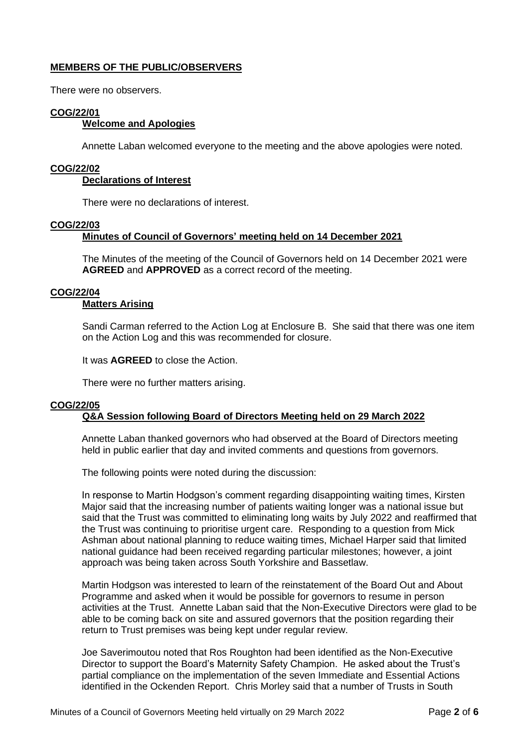**MEMBERS OF THE PUBLIC/OBSERVERS**

There were no observers.

**COG/22/01**

**Welcome and Apologies**

Annette Laban welcomed everyone to the meeting and the above apologies were noted.

**COG/22/02**

**Declarations of Interest**

There were no declarations of interest.

**COG/22/03**

**Minutes of Council of Governors' meeting held on 14 December 2021**

The Minutes of the meeting of the Council of Governors held on 14 December 2021 were **AGREED** and **APPROVED** as a correct record of the meeting.

**COG/22/04**

**Matters Arising**

Sandi Carman referred to the Action Log at Enclosure B. She said that there was one item on the Action Log and this was recommended for closure.

It was **AGREED** to close the Action.

There were no further matters arising.

**COG/22/05**

**Q&A Session following Board of Directors Meeting held on 29 March 2022**

Annette Laban thanked governors who had observed at the Board of Directors meeting held in public earlier that day and invited comments and questions from governors.

The following points were noted during the discussion:

In response to Martin Hodgson's comment regarding disappointing waiting times, Kirsten Major said that the increasing number of patients waiting longer was a national issue but said that the Trust was committed to eliminating long waits by July 2022 and reaffirmed that the Trust was continuing to prioritise urgent care. Responding to a question from Mick Ashman about national planning to reduce waiting times, Michael Harper said that limited national guidance had been received regarding particular milestones; however, a joint approach was being taken across South Yorkshire and Bassetlaw.

Martin Hodgson was interested to learn of the reinstatement of the Board Out and About Programme and asked when it would be possible for governors to resume in person activities at the Trust. Annette Laban said that the Non-Executive Directors were glad to be able to be coming back on site and assured governors that the position regarding their return to Trust premises was being kept under regular review.

Joe Saverimoutou noted that Ros Roughton had been identified as the Non-Executive Director to support the Board's Maternity Safety Champion. He asked about the Trust's partial compliance on the implementation of the seven Immediate and Essential Actions identified in the Ockenden Report. Chris Morley said that a number of Trusts in South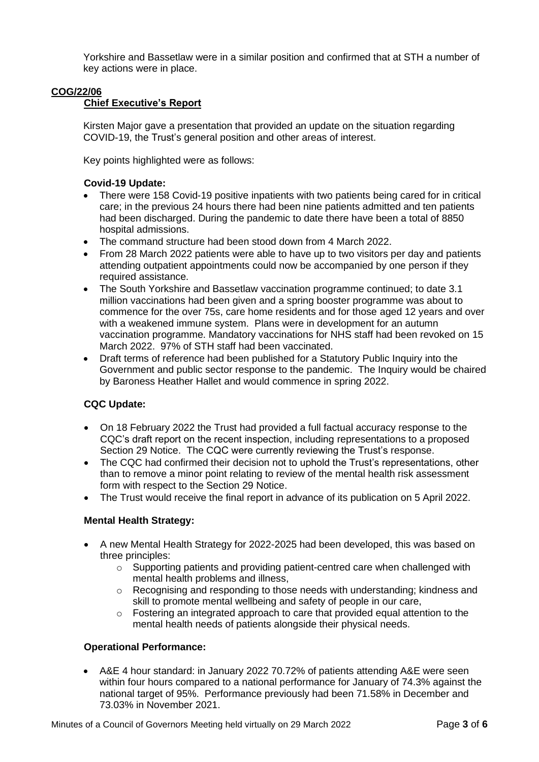Yorkshire and Bassetlaw were in a similar position and confirmed that at STH a number of key actions were in place.

**COG/22/06**

**Chief Executive's Report**

Kirsten Major gave a presentation that provided an update on the situation regarding COVID-19, the Trust's general position and other areas of interest.

Key points highlighted were as follows:

**Covid-19 Update:**

- There were 158 Covid-19 positive inpatients with two patients being cared for in critical care; in the previous 24 hours there had been nine patients admitted and ten patients had been discharged. During the pandemic to date there have been a total of 8850 hospital admissions.
- The command structure had been stood down from 4 March 2022.
- From 28 March 2022 patients were able to have up to two visitors per day and patients attending outpatient appointments could now be accompanied by one person if they required assistance.
- The South Yorkshire and Bassetlaw vaccination programme continued; to date 3.1 million vaccinations had been given and a spring booster programme was about to commence for the over 75s, care home residents and for those aged 12 years and over with a weakened immune system. Plans were in development for an autumn vaccination programme. Mandatory vaccinations for NHS staff had been revoked on 15 March 2022. 97% of STH staff had been vaccinated.
- Draft terms of reference had been published for a Statutory Public Inquiry into the Government and public sector response to the pandemic. The Inquiry would be chaired by Baroness Heather Hallet and would commence in spring 2022.

**CQC Update:**

- On 18 February 2022 the Trust had provided a full factual accuracy response to the CQC's draft report on the recent inspection, including representations to a proposed Section 29 Notice. The CQC were currently reviewing the Trust's response.
- The CQC had confirmed their decision not to uphold the Trust's representations, other than to remove a minor point relating to review of the mental health risk assessment form with respect to the Section 29 Notice.
- The Trust would receive the final report in advance of its publication on 5 April 2022.

**Mental Health Strategy:**

- A new Mental Health Strategy for 2022-2025 had been developed, this was based on three principles:
  - Supporting patients and providing patient-centred care when challenged with mental health problems and illness,
  - Recognising and responding to those needs with understanding; kindness and skill to promote mental wellbeing and safety of people in our care,
  - Fostering an integrated approach to care that provided equal attention to the mental health needs of patients alongside their physical needs.

**Operational Performance:**

- A&E 4 hour standard: in January 2022 70.72% of patients attending A&E were seen within four hours compared to a national performance for January of 74.3% against the national target of 95%. Performance previously had been 71.58% in December and 73.03% in November 2021.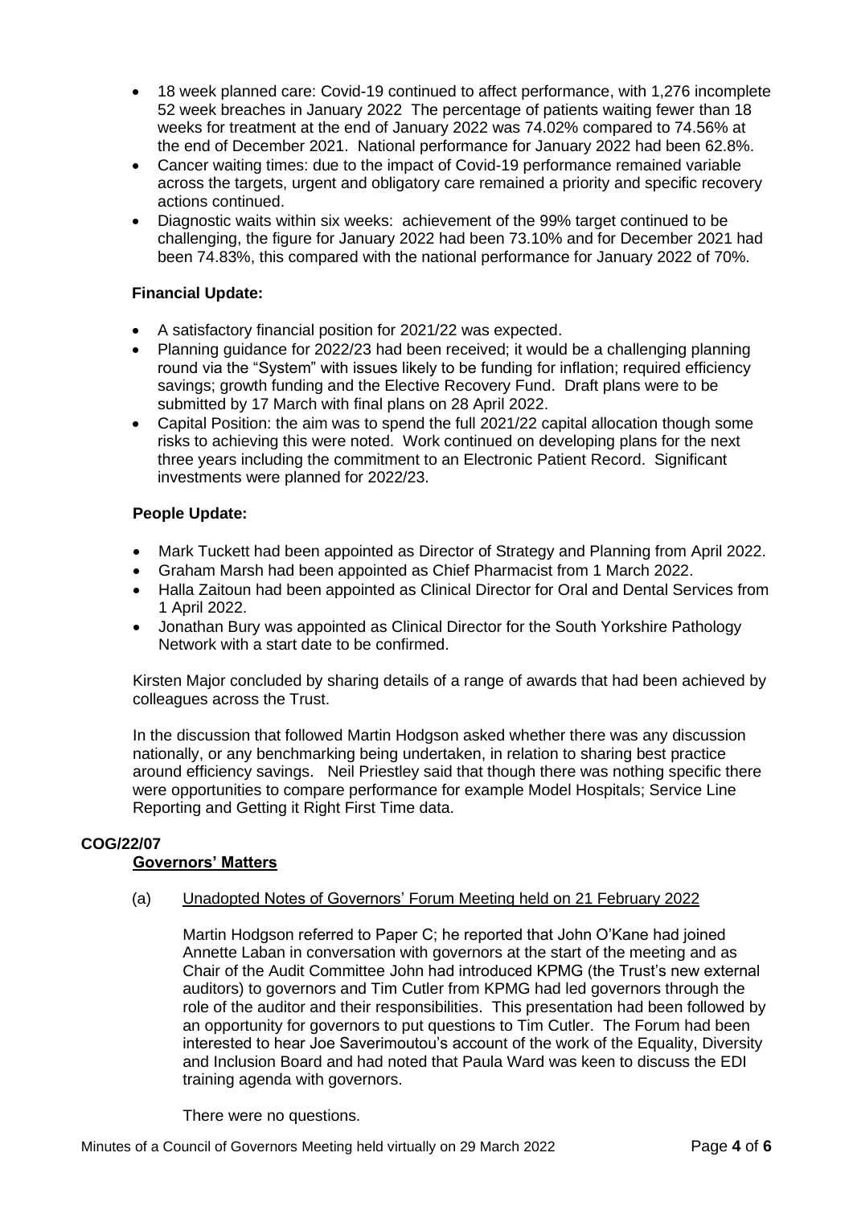- 18 week planned care: Covid-19 continued to affect performance, with 1,276 incomplete 52 week breaches in January 2022 The percentage of patients waiting fewer than 18 weeks for treatment at the end of January 2022 was 74.02% compared to 74.56% at the end of December 2021. National performance for January 2022 had been 62.8%.
- Cancer waiting times: due to the impact of Covid-19 performance remained variable across the targets, urgent and obligatory care remained a priority and specific recovery actions continued.
- Diagnostic waits within six weeks: achievement of the 99% target continued to be challenging, the figure for January 2022 had been 73.10% and for December 2021 had been 74.83%, this compared with the national performance for January 2022 of 70%.

**Financial Update:**

- A satisfactory financial position for 2021/22 was expected.
- Planning guidance for 2022/23 had been received; it would be a challenging planning round via the "System" with issues likely to be funding for inflation; required efficiency savings; growth funding and the Elective Recovery Fund. Draft plans were to be submitted by 17 March with final plans on 28 April 2022.
- Capital Position: the aim was to spend the full 2021/22 capital allocation though some risks to achieving this were noted. Work continued on developing plans for the next three years including the commitment to an Electronic Patient Record. Significant investments were planned for 2022/23.

**People Update:**

- Mark Tuckett had been appointed as Director of Strategy and Planning from April 2022.
- Graham Marsh had been appointed as Chief Pharmacist from 1 March 2022.
- Halla Zaitoun had been appointed as Clinical Director for Oral and Dental Services from 1 April 2022.
- Jonathan Bury was appointed as Clinical Director for the South Yorkshire Pathology Network with a start date to be confirmed.

Kirsten Major concluded by sharing details of a range of awards that had been achieved by colleagues across the Trust.

In the discussion that followed Martin Hodgson asked whether there was any discussion nationally, or any benchmarking being undertaken, in relation to sharing best practice around efficiency savings. Neil Priestley said that though there was nothing specific there were opportunities to compare performance for example Model Hospitals; Service Line Reporting and Getting it Right First Time data.

**COG/22/07**

**Governors' Matters**

(a) Unadopted Notes of Governors' Forum Meeting held on 21 February 2022

Martin Hodgson referred to Paper C; he reported that John O'Kane had joined Annette Laban in conversation with governors at the start of the meeting and as Chair of the Audit Committee John had introduced KPMG (the Trust's new external auditors) to governors and Tim Cutler from KPMG had led governors through the role of the auditor and their responsibilities. This presentation had been followed by an opportunity for governors to put questions to Tim Cutler. The Forum had been interested to hear Joe Saverimoutou's account of the work of the Equality, Diversity and Inclusion Board and had noted that Paula Ward was keen to discuss the EDI training agenda with governors.

There were no questions.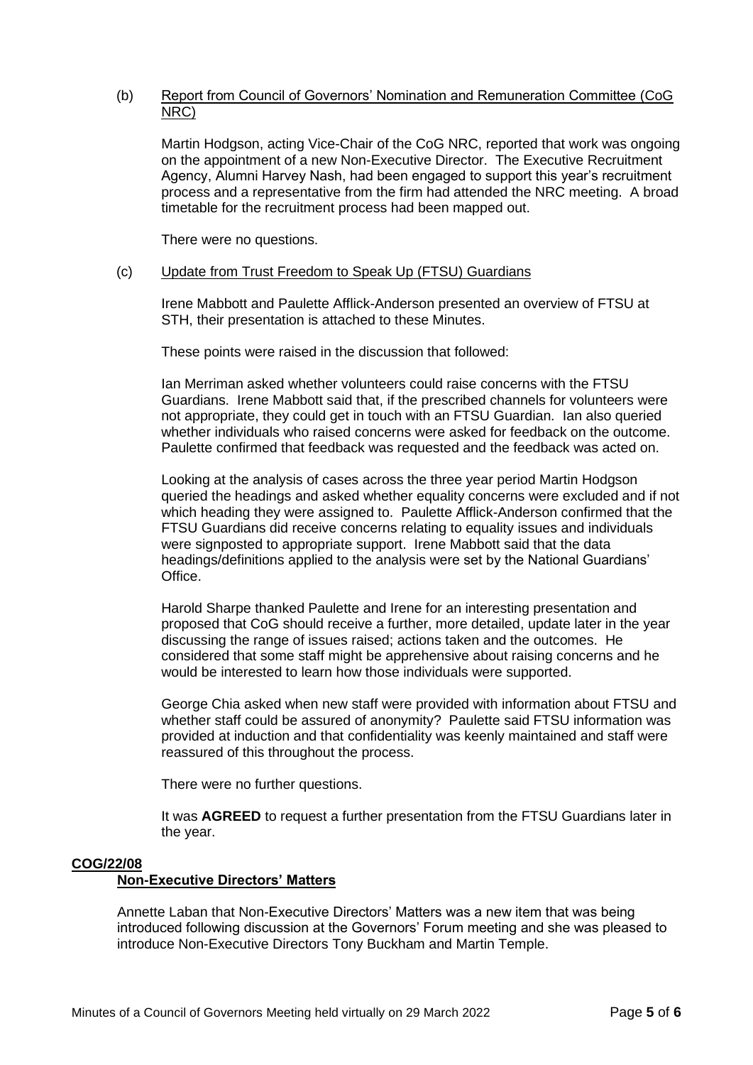(b) Report from Council of Governors' Nomination and Remuneration Committee (CoG NRC)

Martin Hodgson, acting Vice-Chair of the CoG NRC, reported that work was ongoing on the appointment of a new Non-Executive Director. The Executive Recruitment Agency, Alumni Harvey Nash, had been engaged to support this year's recruitment process and a representative from the firm had attended the NRC meeting. A broad timetable for the recruitment process had been mapped out.

There were no questions.

(c) Update from Trust Freedom to Speak Up (FTSU) Guardians

Irene Mabbott and Paulette Afflick-Anderson presented an overview of FTSU at STH, their presentation is attached to these Minutes.

These points were raised in the discussion that followed:

Ian Merriman asked whether volunteers could raise concerns with the FTSU Guardians. Irene Mabbott said that, if the prescribed channels for volunteers were not appropriate, they could get in touch with an FTSU Guardian. Ian also queried whether individuals who raised concerns were asked for feedback on the outcome. Paulette confirmed that feedback was requested and the feedback was acted on.

Looking at the analysis of cases across the three year period Martin Hodgson queried the headings and asked whether equality concerns were excluded and if not which heading they were assigned to. Paulette Afflick-Anderson confirmed that the FTSU Guardians did receive concerns relating to equality issues and individuals were signposted to appropriate support. Irene Mabbott said that the data headings/definitions applied to the analysis were set by the National Guardians' Office.

Harold Sharpe thanked Paulette and Irene for an interesting presentation and proposed that CoG should receive a further, more detailed, update later in the year discussing the range of issues raised; actions taken and the outcomes. He considered that some staff might be apprehensive about raising concerns and he would be interested to learn how those individuals were supported.

George Chia asked when new staff were provided with information about FTSU and whether staff could be assured of anonymity? Paulette said FTSU information was provided at induction and that confidentiality was keenly maintained and staff were reassured of this throughout the process.

There were no further questions.

It was **AGREED** to request a further presentation from the FTSU Guardians later in the year.

**COG/22/08**

**Non-Executive Directors' Matters**

Annette Laban that Non-Executive Directors' Matters was a new item that was being introduced following discussion at the Governors' Forum meeting and she was pleased to introduce Non-Executive Directors Tony Buckham and Martin Temple.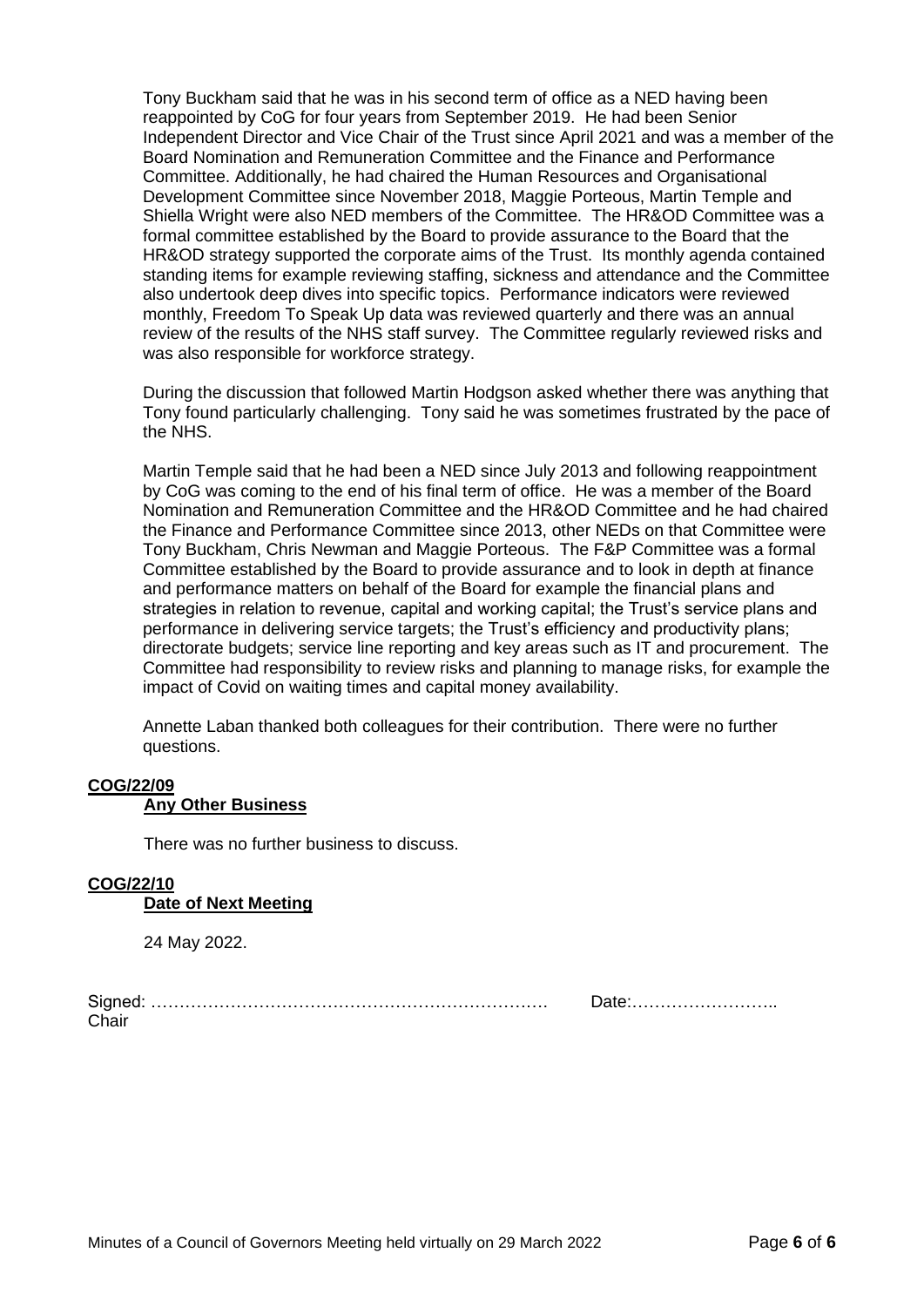Tony Buckham said that he was in his second term of office as a NED having been reappointed by CoG for four years from September 2019. He had been Senior Independent Director and Vice Chair of the Trust since April 2021 and was a member of the Board Nomination and Remuneration Committee and the Finance and Performance Committee. Additionally, he had chaired the Human Resources and Organisational Development Committee since November 2018, Maggie Porteous, Martin Temple and Shiella Wright were also NED members of the Committee. The HR&OD Committee was a formal committee established by the Board to provide assurance to the Board that the HR&OD strategy supported the corporate aims of the Trust. Its monthly agenda contained standing items for example reviewing staffing, sickness and attendance and the Committee also undertook deep dives into specific topics. Performance indicators were reviewed monthly, Freedom To Speak Up data was reviewed quarterly and there was an annual review of the results of the NHS staff survey. The Committee regularly reviewed risks and was also responsible for workforce strategy.

During the discussion that followed Martin Hodgson asked whether there was anything that Tony found particularly challenging. Tony said he was sometimes frustrated by the pace of the NHS.

Martin Temple said that he had been a NED since July 2013 and following reappointment by CoG was coming to the end of his final term of office. He was a member of the Board Nomination and Remuneration Committee and the HR&OD Committee and he had chaired the Finance and Performance Committee since 2013, other NEDs on that Committee were Tony Buckham, Chris Newman and Maggie Porteous. The F&P Committee was a formal Committee established by the Board to provide assurance and to look in depth at finance and performance matters on behalf of the Board for example the financial plans and strategies in relation to revenue, capital and working capital; the Trust's service plans and performance in delivering service targets; the Trust's efficiency and productivity plans; directorate budgets; service line reporting and key areas such as IT and procurement. The Committee had responsibility to review risks and planning to manage risks, for example the impact of Covid on waiting times and capital money availability.

Annette Laban thanked both colleagues for their contribution. There were no further questions.

**COG/22/09**

**Any Other Business**

There was no further business to discuss.

**COG/22/10**

**Date of Next Meeting**

24 May 2022.

Signed: ……………………………………………………………. Date:……………………..

Chair